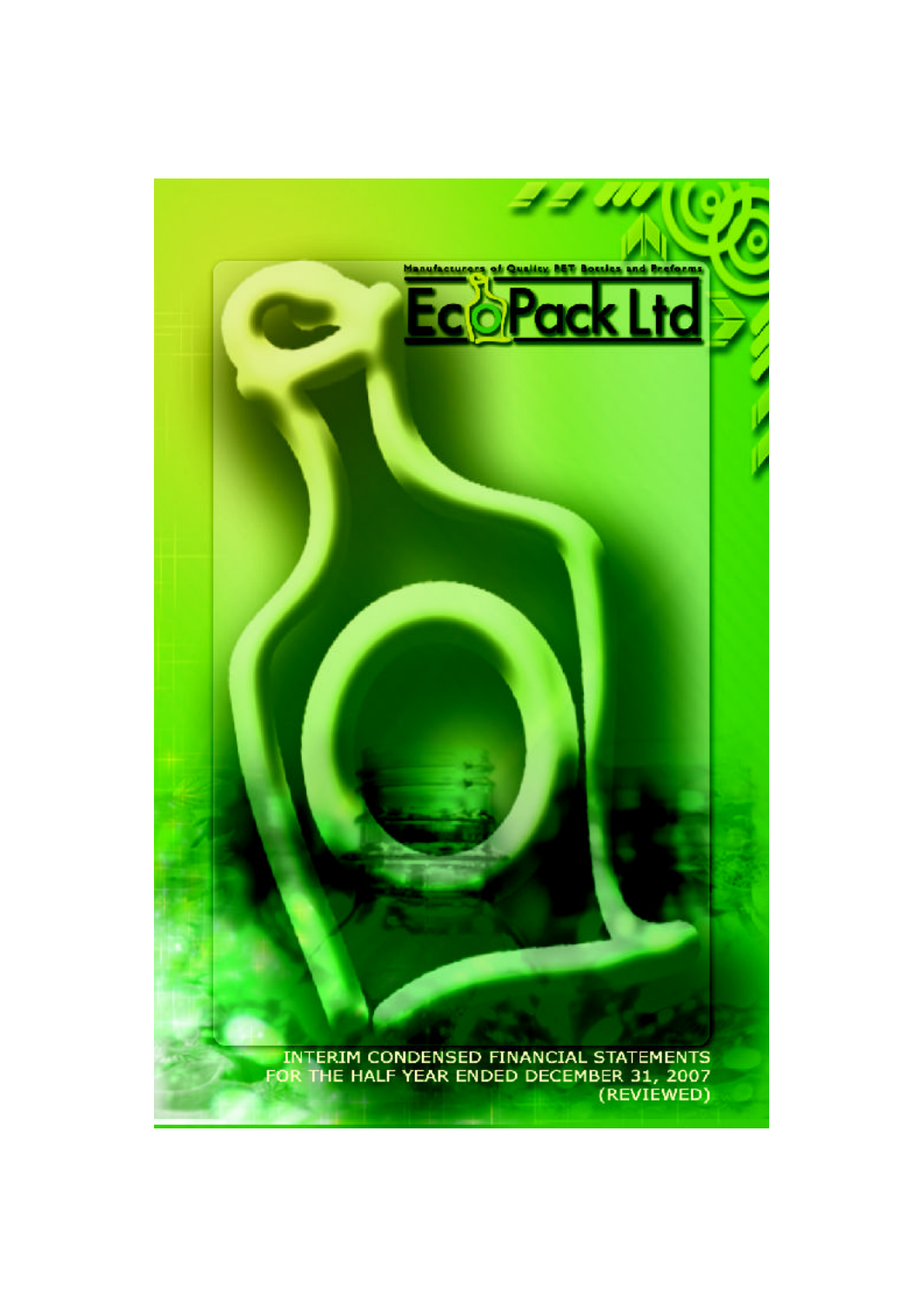Manufacturers of Quality PET Bottles and Preforms

# EcoPack Ltd

INTERIM CONDENSED FINANCIAL STATEMENTS
FOR THE HALF YEAR ENDED DECEMBER 31, 2007
(REVIEWED)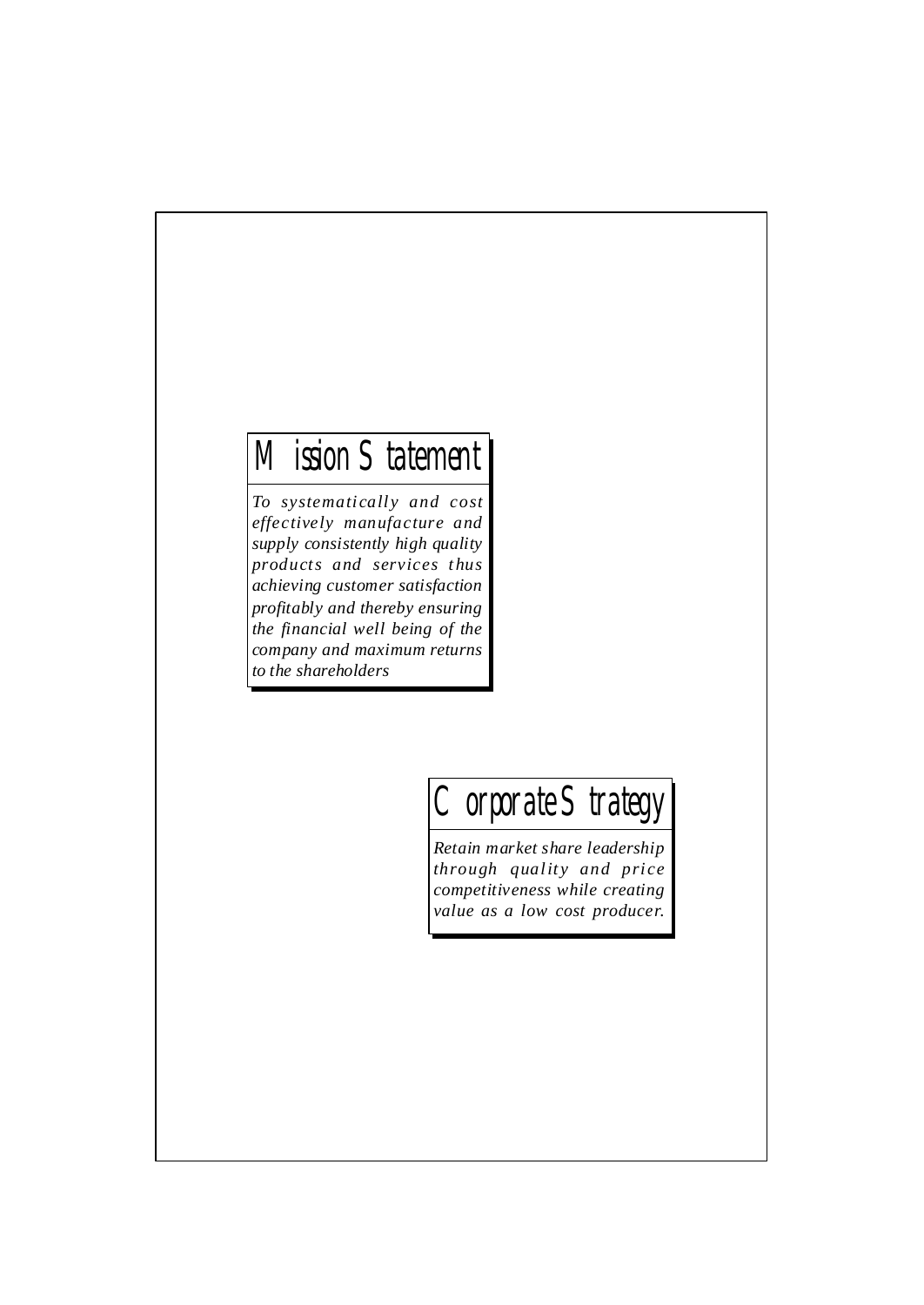## Mission Statement

*To systematically and cost effectively manufacture and supply consistently high quality products and services thus achieving customer satisfaction profitably and thereby ensuring the financial well being of the company and maximum returns to the shareholders*

## Corporate Strategy

*Retain market share leadership through quality and price competitiveness while creating value as a low cost producer.*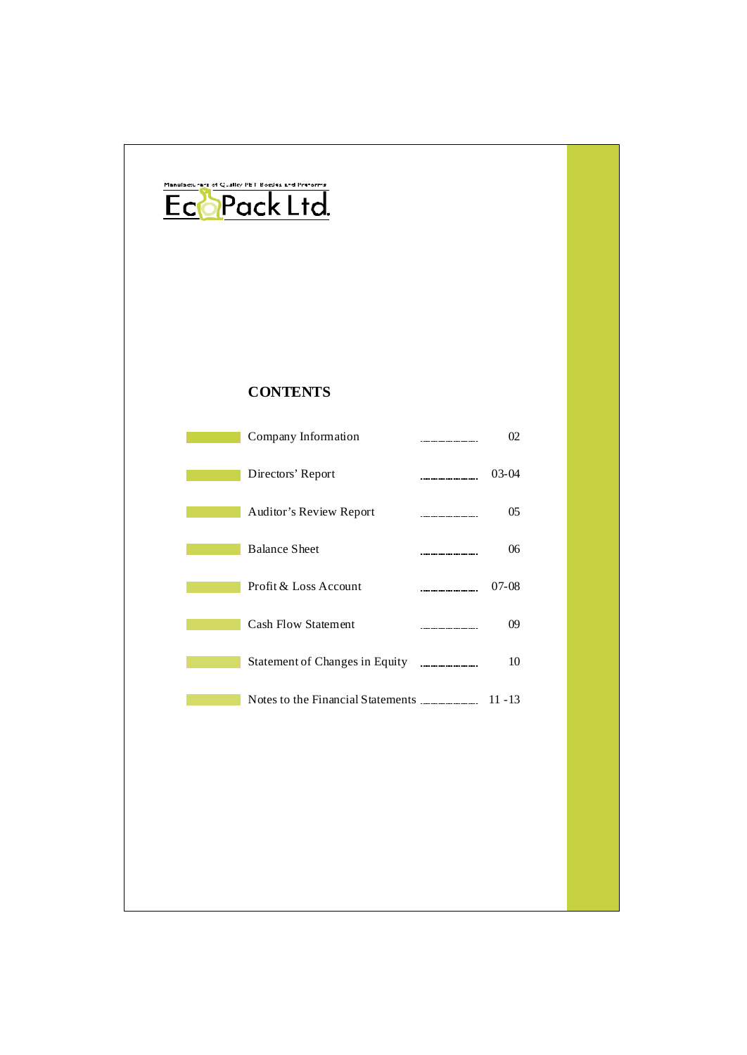Manufacturers of Quality PET Bottles and Preforms

# EcoPack Ltd.

## CONTENTS

| Section | Page |
| --- | --- |
| Company Information | 02 |
| Directors' Report | 03-04 |
| Auditor's Review Report | 05 |
| Balance Sheet | 06 |
| Profit & Loss Account | 07-08 |
| Cash Flow Statement | 09 |
| Statement of Changes in Equity | 10 |
| Notes to the Financial Statements | 11 -13 |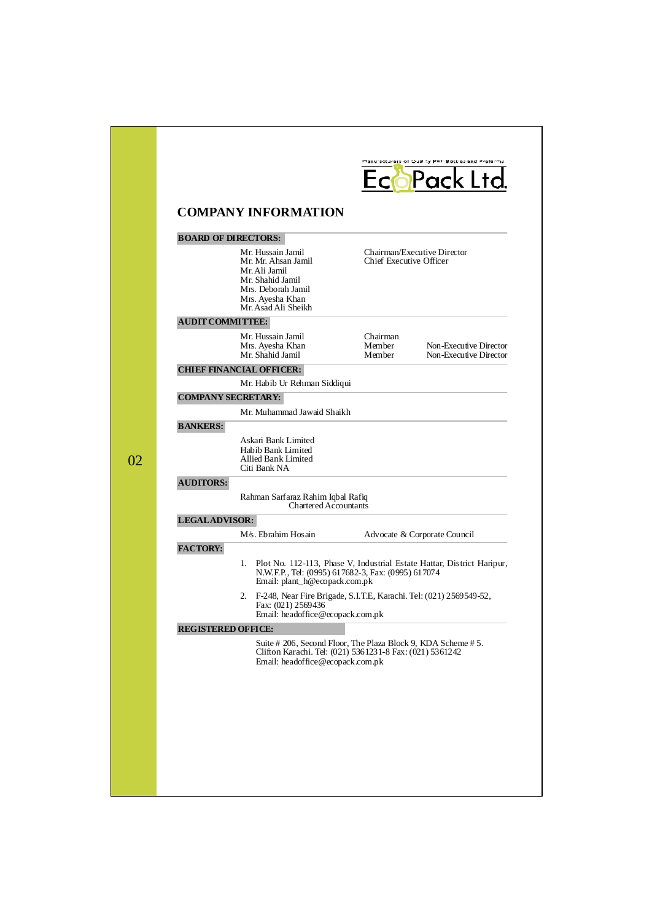Manufacturers of Quality PET Bottles and Preforms

EcoPack Ltd.

# COMPANY INFORMATION

## BOARD OF DIRECTORS:

| | |
|---|---|
| Mr. Hussain Jamil | Chairman/Executive Director |
| Mr. Mr. Ahsan Jamil | Chief Executive Officer |
| Mr. Ali Jamil | |
| Mr. Shahid Jamil | |
| Mrs. Deborah Jamil | |
| Mrs. Ayesha Khan | |
| Mr. Asad Ali Sheikh | |

## AUDIT COMMITTEE:

| | | |
|---|---|---|
| Mr. Hussain Jamil | Chairman | |
| Mrs. Ayesha Khan | Member | Non-Executive Director |
| Mr. Shahid Jamil | Member | Non-Executive Director |

## CHIEF FINANCIAL OFFICER:

Mr. Habib Ur Rehman Siddiqui

## COMPANY SECRETARY:

Mr. Muhammad Jawaid Shaikh

## BANKERS:

Askari Bank Limited
Habib Bank Limited
Allied Bank Limited
Citi Bank NA

## AUDITORS:

Rahman Sarfaraz Rahim Iqbal Rafiq
Chartered Accountants

## LEGAL ADVISOR:

M/s. Ebrahim Hosain — Advocate & Corporate Council

## FACTORY:

1. Plot No. 112-113, Phase V, Industrial Estate Hattar, District Haripur, N.W.F.P., Tel: (0995) 617682-3, Fax: (0995) 617074
   Email: plant_h@ecopack.com.pk

2. F-248, Near Fire Brigade, S.I.T.E, Karachi. Tel: (021) 2569549-52, Fax: (021) 2569436
   Email: headoffice@ecopack.com.pk

## REGISTERED OFFICE:

Suite # 206, Second Floor, The Plaza Block 9, KDA Scheme # 5. Clifton Karachi. Tel: (021) 5361231-8 Fax: (021) 5361242
Email: headoffice@ecopack.com.pk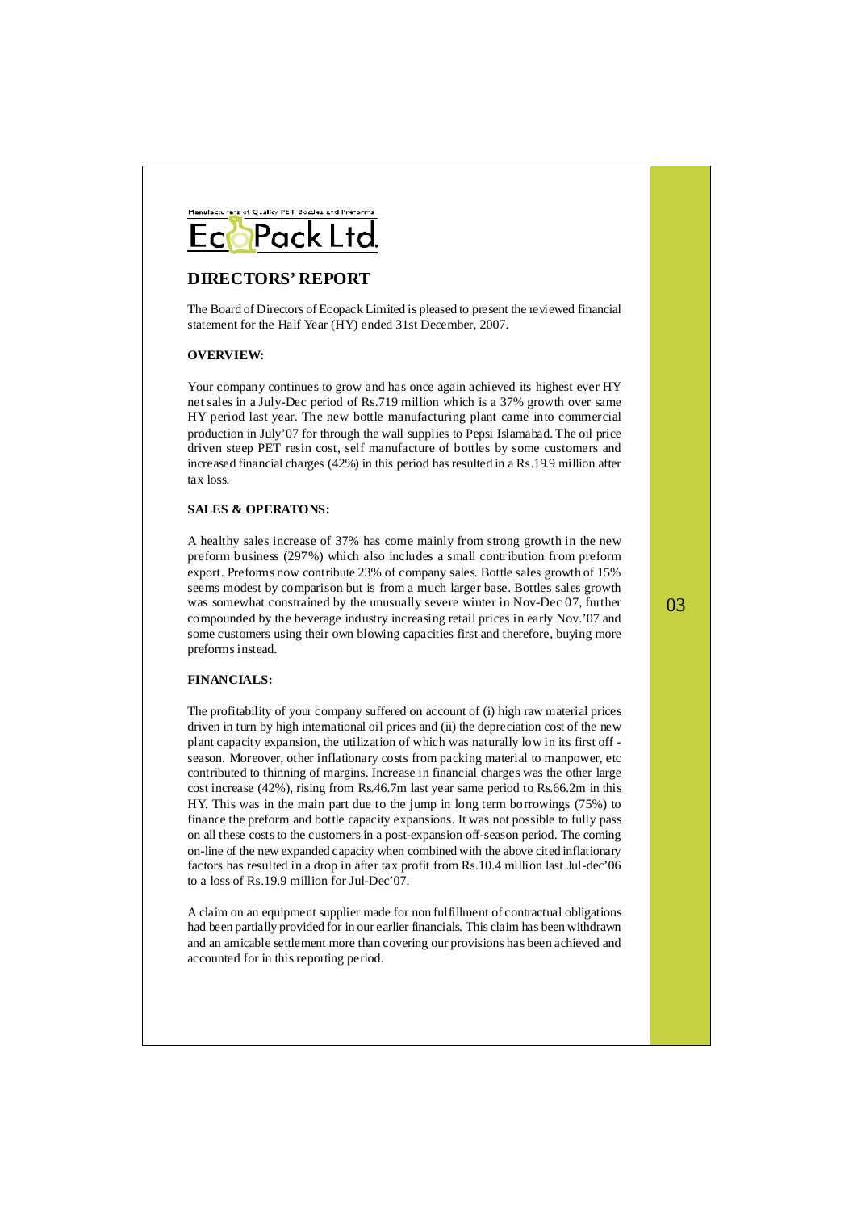Manufacturers of Quality PET Bottles and Preforms

EcoPack Ltd.

## DIRECTORS' REPORT

The Board of Directors of Ecopack Limited is pleased to present the reviewed financial statement for the Half Year (HY) ended 31st December, 2007.

### OVERVIEW:

Your company continues to grow and has once again achieved its highest ever HY net sales in a July-Dec period of Rs.719 million which is a 37% growth over same HY period last year. The new bottle manufacturing plant came into commercial production in July'07 for through the wall supplies to Pepsi Islamabad. The oil price driven steep PET resin cost, self manufacture of bottles by some customers and increased financial charges (42%) in this period has resulted in a Rs.19.9 million after tax loss.

### SALES & OPERATONS:

A healthy sales increase of 37% has come mainly from strong growth in the new preform business (297%) which also includes a small contribution from preform export. Preforms now contribute 23% of company sales. Bottle sales growth of 15% seems modest by comparison but is from a much larger base. Bottles sales growth was somewhat constrained by the unusually severe winter in Nov-Dec 07, further compounded by the beverage industry increasing retail prices in early Nov.'07 and some customers using their own blowing capacities first and therefore, buying more preforms instead.

### FINANCIALS:

The profitability of your company suffered on account of (i) high raw material prices driven in turn by high international oil prices and (ii) the depreciation cost of the new plant capacity expansion, the utilization of which was naturally low in its first off - season. Moreover, other inflationary costs from packing material to manpower, etc contributed to thinning of margins. Increase in financial charges was the other large cost increase (42%), rising from Rs.46.7m last year same period to Rs.66.2m in this HY. This was in the main part due to the jump in long term borrowings (75%) to finance the preform and bottle capacity expansions. It was not possible to fully pass on all these costs to the customers in a post-expansion off-season period. The coming on-line of the new expanded capacity when combined with the above cited inflationary factors has resulted in a drop in after tax profit from Rs.10.4 million last Jul-dec'06 to a loss of Rs.19.9 million for Jul-Dec'07.

A claim on an equipment supplier made for non fulfillment of contractual obligations had been partially provided for in our earlier financials. This claim has been withdrawn and an amicable settlement more than covering our provisions has been achieved and accounted for in this reporting period.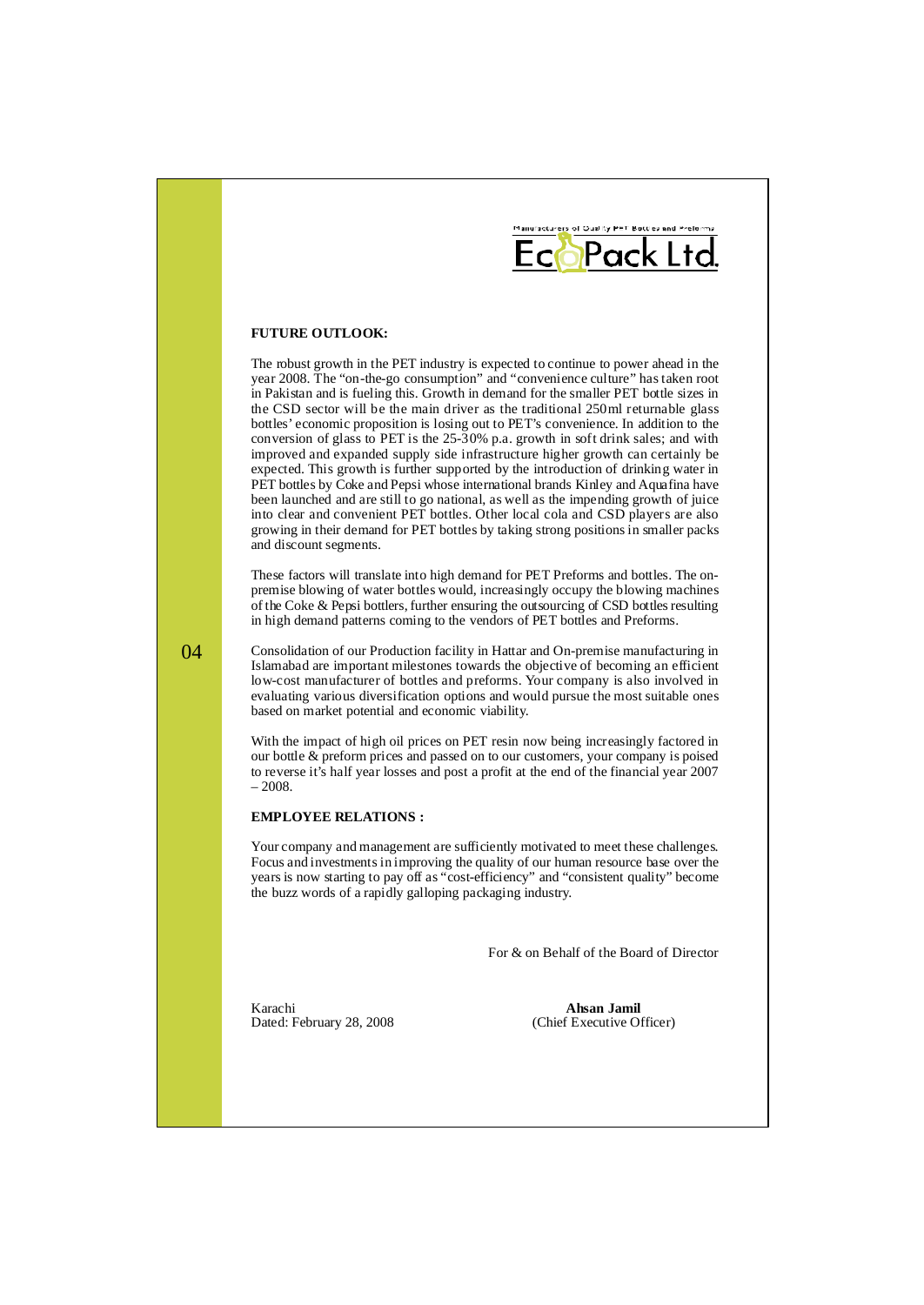## FUTURE OUTLOOK:

The robust growth in the PET industry is expected to continue to power ahead in the year 2008. The "on-the-go consumption" and "convenience culture" has taken root in Pakistan and is fueling this. Growth in demand for the smaller PET bottle sizes in the CSD sector will be the main driver as the traditional 250ml returnable glass bottles' economic proposition is losing out to PET's convenience. In addition to the conversion of glass to PET is the 25-30% p.a. growth in soft drink sales; and with improved and expanded supply side infrastructure higher growth can certainly be expected. This growth is further supported by the introduction of drinking water in PET bottles by Coke and Pepsi whose international brands Kinley and Aquafina have been launched and are still to go national, as well as the impending growth of juice into clear and convenient PET bottles. Other local cola and CSD players are also growing in their demand for PET bottles by taking strong positions in smaller packs and discount segments.

These factors will translate into high demand for PET Preforms and bottles. The on-premise blowing of water bottles would, increasingly occupy the blowing machines of the Coke & Pepsi bottlers, further ensuring the outsourcing of CSD bottles resulting in high demand patterns coming to the vendors of PET bottles and Preforms.

Consolidation of our Production facility in Hattar and On-premise manufacturing in Islamabad are important milestones towards the objective of becoming an efficient low-cost manufacturer of bottles and preforms. Your company is also involved in evaluating various diversification options and would pursue the most suitable ones based on market potential and economic viability.

With the impact of high oil prices on PET resin now being increasingly factored in our bottle & preform prices and passed on to our customers, your company is poised to reverse it's half year losses and post a profit at the end of the financial year 2007 – 2008.

## EMPLOYEE RELATIONS :

Your company and management are sufficiently motivated to meet these challenges. Focus and investments in improving the quality of our human resource base over the years is now starting to pay off as "cost-efficiency" and "consistent quality" become the buzz words of a rapidly galloping packaging industry.

For & on Behalf of the Board of Director

Karachi
Dated: February 28, 2008

**Ahsan Jamil**
(Chief Executive Officer)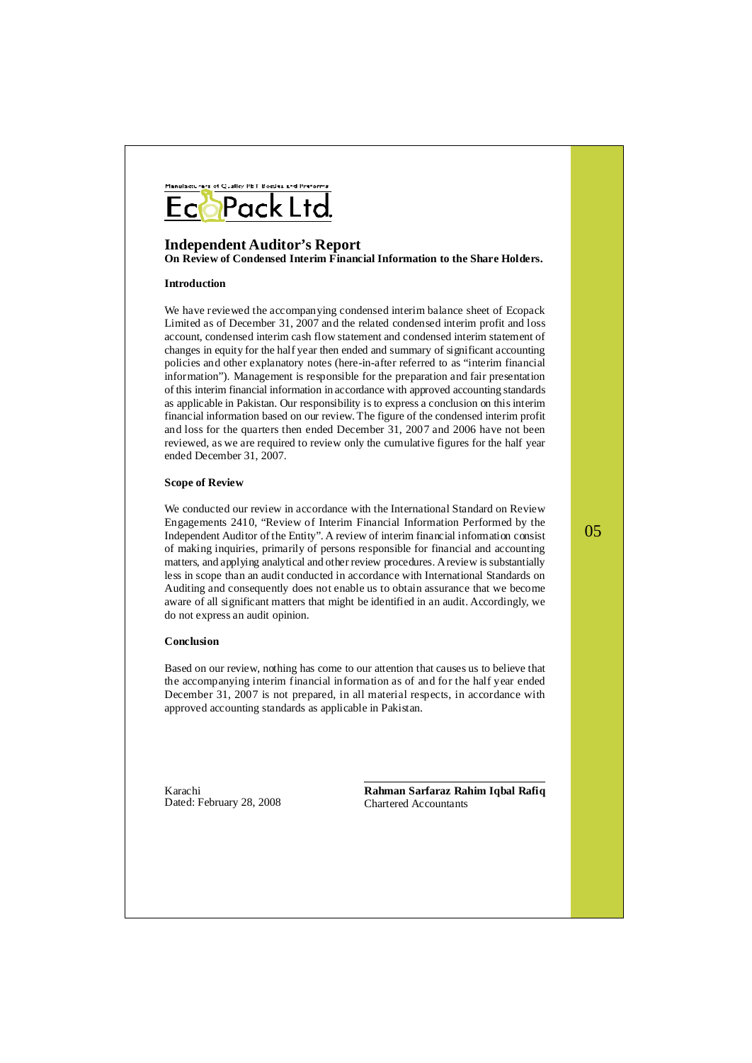Manufacturers of Quality PET Bottles and Preforms

EcoPack Ltd.

# Independent Auditor's Report

**On Review of Condensed Interim Financial Information to the Share Holders.**

### Introduction

We have reviewed the accompanying condensed interim balance sheet of Ecopack Limited as of December 31, 2007 and the related condensed interim profit and loss account, condensed interim cash flow statement and condensed interim statement of changes in equity for the half year then ended and summary of significant accounting policies and other explanatory notes (here-in-after referred to as "interim financial information"). Management is responsible for the preparation and fair presentation of this interim financial information in accordance with approved accounting standards as applicable in Pakistan. Our responsibility is to express a conclusion on this interim financial information based on our review. The figure of the condensed interim profit and loss for the quarters then ended December 31, 2007 and 2006 have not been reviewed, as we are required to review only the cumulative figures for the half year ended December 31, 2007.

### Scope of Review

We conducted our review in accordance with the International Standard on Review Engagements 2410, "Review of Interim Financial Information Performed by the Independent Auditor of the Entity". A review of interim financial information consist of making inquiries, primarily of persons responsible for financial and accounting matters, and applying analytical and other review procedures. A review is substantially less in scope than an audit conducted in accordance with International Standards on Auditing and consequently does not enable us to obtain assurance that we become aware of all significant matters that might be identified in an audit. Accordingly, we do not express an audit opinion.

### Conclusion

Based on our review, nothing has come to our attention that causes us to believe that the accompanying interim financial information as of and for the half year ended December 31, 2007 is not prepared, in all material respects, in accordance with approved accounting standards as applicable in Pakistan.

Karachi
Dated: February 28, 2008

**Rahman Sarfaraz Rahim Iqbal Rafiq**
Chartered Accountants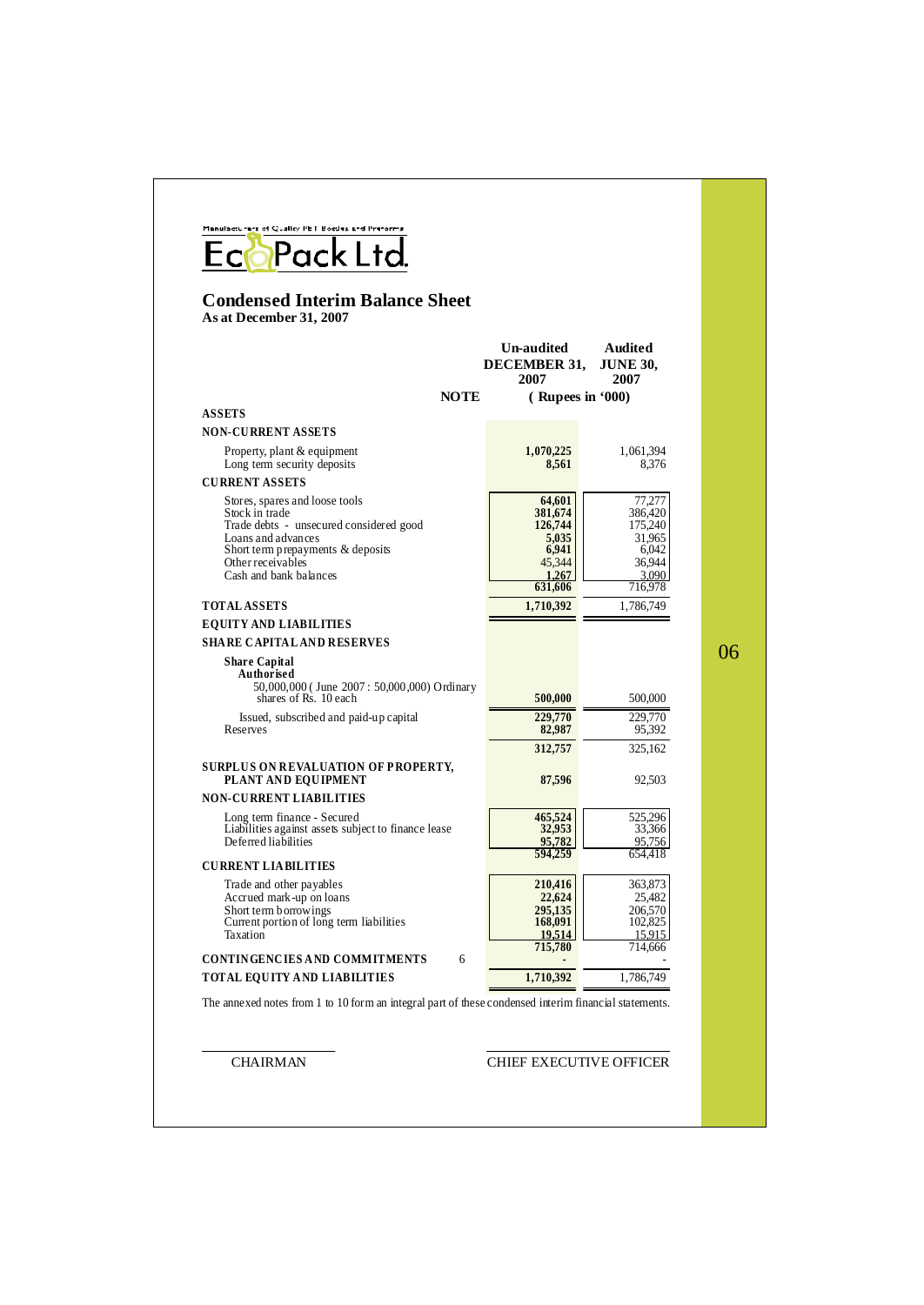Manufacturers of Quality PET Bottles and Preforms

# EcoPack Ltd.

## Condensed Interim Balance Sheet

**As at December 31, 2007**

| | NOTE | Un-audited DECEMBER 31, 2007 | Audited JUNE 30, 2007 |
|---|---|---|---|
| | | (Rupees in '000) | |
| **ASSETS** | | | |
| **NON-CURRENT ASSETS** | | | |
| Property, plant & equipment | | 1,070,225 | 1,061,394 |
| Long term security deposits | | 8,561 | 8,376 |
| **CURRENT ASSETS** | | | |
| Stores, spares and loose tools | | 64,601 | 77,277 |
| Stock in trade | | 381,674 | 386,420 |
| Trade debts - unsecured considered good | | 126,744 | 175,240 |
| Loans and advances | | 5,035 | 31,965 |
| Short term prepayments & deposits | | 6,941 | 6,042 |
| Other receivables | | 45,344 | 36,944 |
| Cash and bank balances | | 1,267 | 3,090 |
| | | 631,606 | 716,978 |
| **TOTAL ASSETS** | | 1,710,392 | 1,786,749 |
| **EQUITY AND LIABILITIES** | | | |
| **SHARE CAPITAL AND RESERVES** | | | |
| **Share Capital** | | | |
| **Authorised** | | | |
| 50,000,000 ( June 2007 : 50,000,000) Ordinary shares of Rs. 10 each | | 500,000 | 500,000 |
| Issued, subscribed and paid-up capital | | 229,770 | 229,770 |
| Reserves | | 82,987 | 95,392 |
| | | 312,757 | 325,162 |
| **SURPLUS ON REVALUATION OF PROPERTY, PLANT AND EQUIPMENT** | | 87,596 | 92,503 |
| **NON-CURRENT LIABILITIES** | | | |
| Long term finance - Secured | | 465,524 | 525,296 |
| Liabilities against assets subject to finance lease | | 32,953 | 33,366 |
| Deferred liabilities | | 95,782 | 95,756 |
| | | 594,259 | 654,418 |
| **CURRENT LIABILITIES** | | | |
| Trade and other payables | | 210,416 | 363,873 |
| Accrued mark-up on loans | | 22,624 | 25,482 |
| Short term borrowings | | 295,135 | 206,570 |
| Current portion of long term liabilities | | 168,091 | 102,825 |
| Taxation | | 19,514 | 15,915 |
| | | 715,780 | 714,666 |
| **CONTINGENCIES AND COMMITMENTS** | 6 | - | - |
| **TOTAL EQUITY AND LIABILITIES** | | 1,710,392 | 1,786,749 |

The annexed notes from 1 to 10 form an integral part of these condensed interim financial statements.

CHAIRMAN

CHIEF EXECUTIVE OFFICER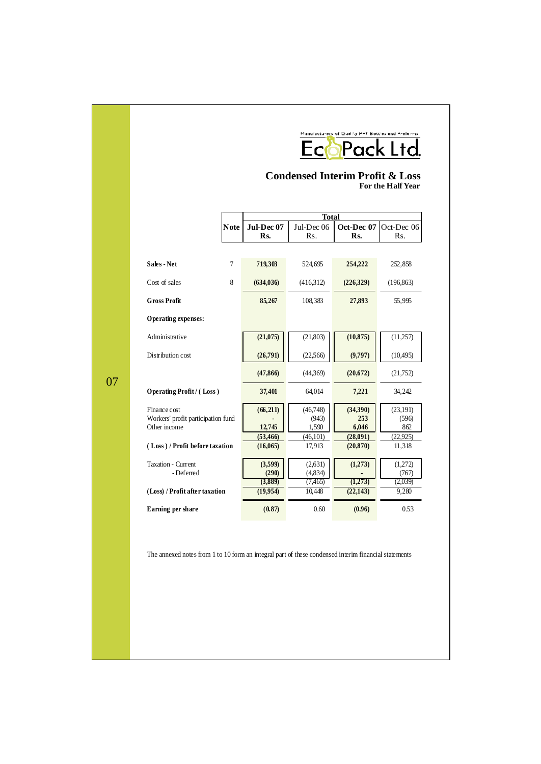Manufacturers of Quality PET Bottles and Preforms

**EcoPack Ltd.**

## Condensed Interim Profit & Loss

**For the Half Year**

| | Note | Total | | | |
|---|---|---|---|---|---|
| | | **Jul-Dec 07 Rs.** | Jul-Dec 06 Rs. | **Oct-Dec 07 Rs.** | Oct-Dec 06 Rs. |
| **Sales - Net** | 7 | **719,303** | 524,695 | **254,222** | 252,858 |
| Cost of sales | 8 | **(634,036)** | (416,312) | **(226,329)** | (196,863) |
| **Gross Profit** | | **85,267** | 108,383 | **27,893** | 55,995 |
| **Operating expenses:** | | | | | |
| Administrative | | **(21,075)** | (21,803) | **(10,875)** | (11,257) |
| Distribution cost | | **(26,791)** | (22,566) | **(9,797)** | (10,495) |
| | | **(47,866)** | (44,369) | **(20,672)** | (21,752) |
| **Operating Profit / ( Loss )** | | **37,401** | 64,014 | **7,221** | 34,242 |
| Finance cost | | **(66,211)** | (46,748) | **(34,390)** | (23,191) |
| Workers' profit participation fund | | **-** | (943) | **253** | (596) |
| Other income | | **12,745** | 1,590 | **6,046** | 862 |
| | | **(53,466)** | (46,101) | **(28,091)** | (22,925) |
| **( Loss ) / Profit before taxation** | | **(16,065)** | 17,913 | **(20,870)** | 11,318 |
| Taxation - Current | | **(3,599)** | (2,631) | **(1,273)** | (1,272) |
| - Deferred | | **(290)** | (4,834) | **-** | (767) |
| | | **(3,889)** | (7,465) | **(1,273)** | (2,039) |
| **(Loss) / Profit after taxation** | | **(19,954)** | 10,448 | **(22,143)** | 9,280 |
| **Earning per share** | | **(0.87)** | 0.60 | **(0.96)** | 0.53 |

The annexed notes from 1 to 10 form an integral part of these condensed interim financial statements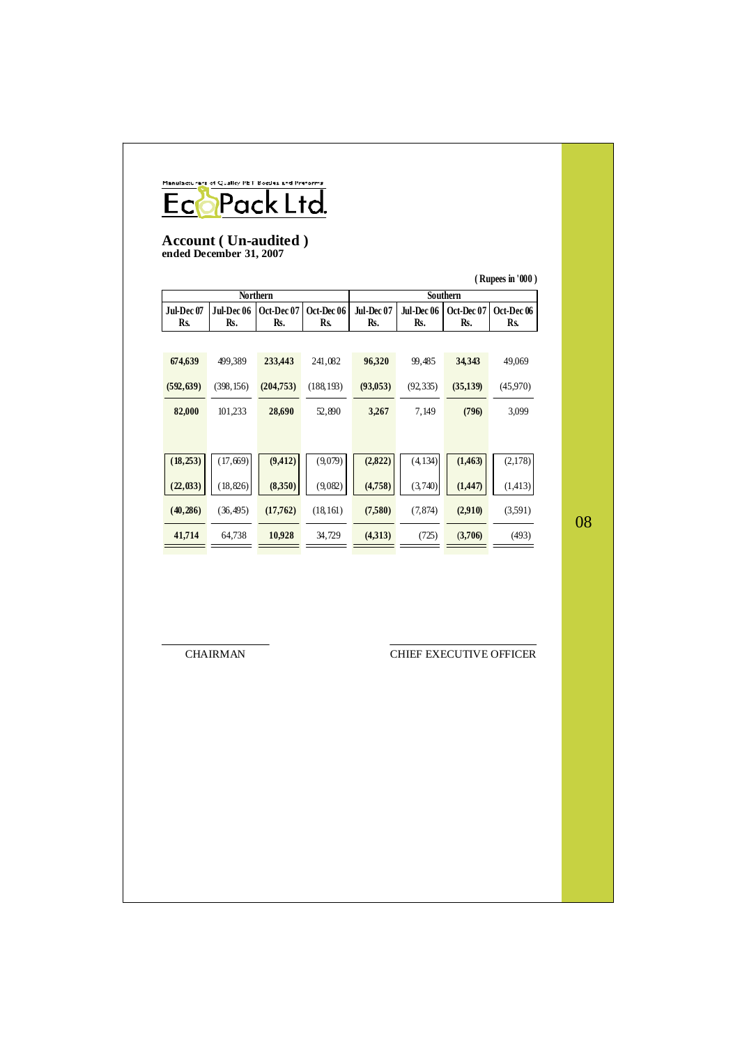Manufacturers of Quality PET Bottles and Preforms

**Eco Pack Ltd.**

## Account ( Un-audited )
**ended December 31, 2007**

**( Rupees in '000 )**

| Northern | | | | Southern | | | |
|---|---|---|---|---|---|---|---|
| **Jul-Dec 07 Rs.** | **Jul-Dec 06 Rs.** | **Oct-Dec 07 Rs.** | **Oct-Dec 06 Rs.** | **Jul-Dec 07 Rs.** | **Jul-Dec 06 Rs.** | **Oct-Dec 07 Rs.** | **Oct-Dec 06 Rs.** |
| **674,639** | 499,389 | **233,443** | 241,082 | **96,320** | 99,485 | **34,343** | 49,069 |
| **(592,639)** | (398,156) | **(204,753)** | (188,193) | **(93,053)** | (92,335) | **(35,139)** | (45,970) |
| **82,000** | 101,233 | **28,690** | 52,890 | **3,267** | 7,149 | **(796)** | 3,099 |
| **(18,253)** | (17,669) | **(9,412)** | (9,079) | **(2,822)** | (4,134) | **(1,463)** | (2,178) |
| **(22,033)** | (18,826) | **(8,350)** | (9,082) | **(4,758)** | (3,740) | **(1,447)** | (1,413) |
| **(40,286)** | (36,495) | **(17,762)** | (18,161) | **(7,580)** | (7,874) | **(2,910)** | (3,591) |
| **41,714** | 64,738 | **10,928** | 34,729 | **(4,313)** | (725) | **(3,706)** | (493) |

CHAIRMAN

CHIEF EXECUTIVE OFFICER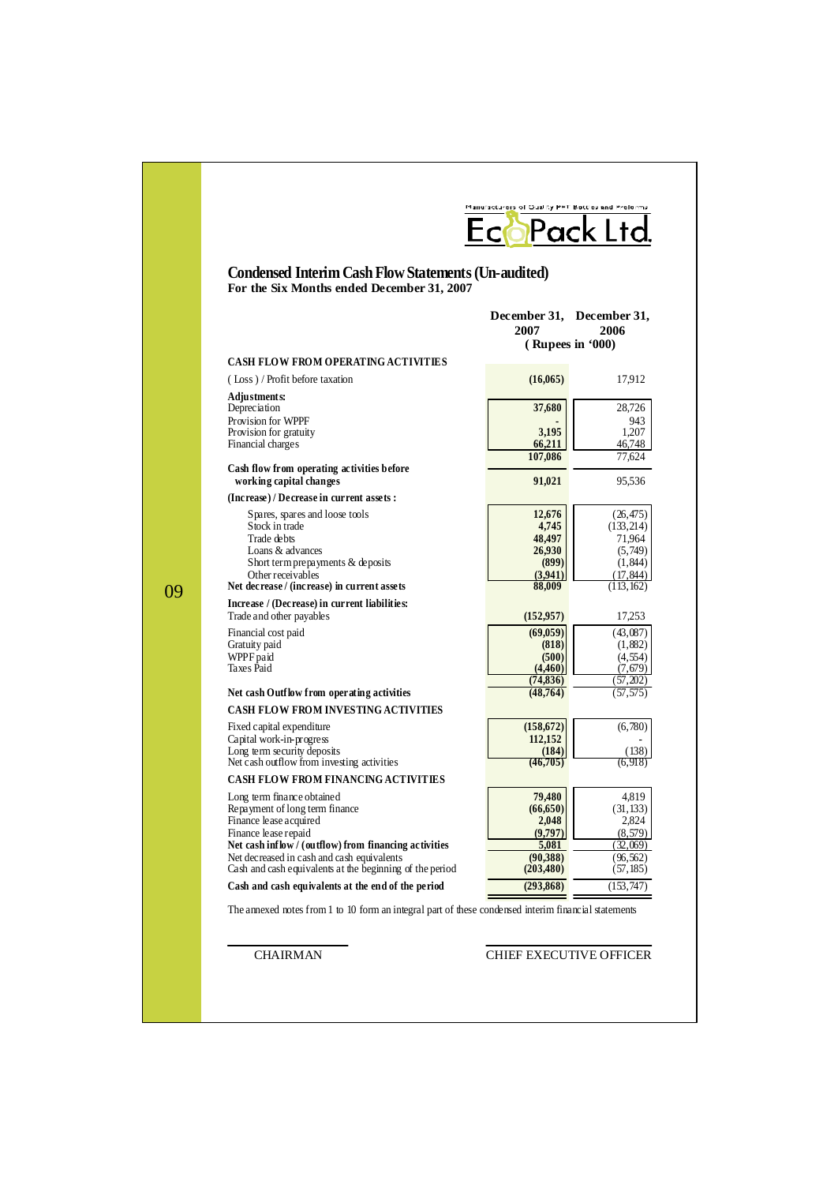Manufacturers of Quality PET Bottles and Preforms

EcoPack Ltd.

## Condensed Interim Cash Flow Statements (Un-audited)

**For the Six Months ended December 31, 2007**

| | December 31, 2007 | December 31, 2006 |
|---|---|---|
| | ( Rupees in '000) | |
| **CASH FLOW FROM OPERATING ACTIVITIES** | | |
| ( Loss ) / Profit before taxation | **(16,065)** | 17,912 |
| **Adjustments:** | | |
| Depreciation | **37,680** | 28,726 |
| Provision for WPPF | **-** | 943 |
| Provision for gratuity | **3,195** | 1,207 |
| Financial charges | **66,211** | 46,748 |
| | **107,086** | 77,624 |
| **Cash flow from operating activities before working capital changes** | **91,021** | 95,536 |
| **(Increase) / Decrease in current assets :** | | |
| Spares, spares and loose tools | **12,676** | (26,475) |
| Stock in trade | **4,745** | (133,214) |
| Trade debts | **48,497** | 71,964 |
| Loans & advances | **26,930** | (5,749) |
| Short term prepayments & deposits | **(899)** | (1,844) |
| Other receivables | **(3,941)** | (17,844) |
| **Net decrease / (increase) in current assets** | **88,009** | (113,162) |
| **Increase / (Decrease) in current liabilities:** | | |
| Trade and other payables | **(152,957)** | 17,253 |
| Financial cost paid | **(69,059)** | (43,087) |
| Gratuity paid | **(818)** | (1,882) |
| WPPF paid | **(500)** | (4,554) |
| Taxes Paid | **(4,460)** | (7,679) |
| | **(74,836)** | (57,202) |
| **Net cash Outflow from operating activities** | **(48,764)** | (57,575) |
| **CASH FLOW FROM INVESTING ACTIVITIES** | | |
| Fixed capital expenditure | **(158,672)** | (6,780) |
| Capital work-in-progress | **112,152** | - |
| Long term security deposits | **(184)** | (138) |
| Net cash outflow from investing activities | **(46,705)** | (6,918) |
| **CASH FLOW FROM FINANCING ACTIVITIES** | | |
| Long term finance obtained | **79,480** | 4,819 |
| Repayment of long term finance | **(66,650)** | (31,133) |
| Finance lease acquired | **2,048** | 2,824 |
| Finance lease repaid | **(9,797)** | (8,579) |
| **Net cash inflow / (outflow) from financing activities** | **5,081** | (32,069) |
| Net decreased in cash and cash equivalents | **(90,388)** | (96,562) |
| Cash and cash equivalents at the beginning of the period | **(203,480)** | (57,185) |
| **Cash and cash equivalents at the end of the period** | **(293,868)** | (153,747) |

The annexed notes from 1 to 10 form an integral part of these condensed interim financial statements

CHAIRMAN

CHIEF EXECUTIVE OFFICER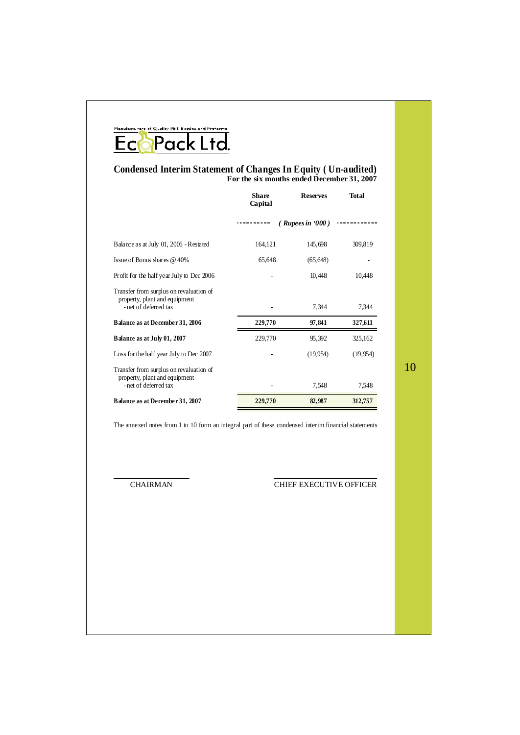Manufacturers of Quality PET Bottles and Preforms

EcoPack Ltd.

## Condensed Interim Statement of Changes In Equity ( Un-audited)

**For the six months ended December 31, 2007**

| | Share Capital | Reserves | Total |
|---|---|---|---|
| | | *( Rupees in '000 )* | |
| Balance as at July 01, 2006 - Restated | 164,121 | 145,698 | 309,819 |
| Issue of Bonus shares @ 40% | 65,648 | (65,648) | - |
| Profit for the half year July to Dec 2006 | - | 10,448 | 10,448 |
| Transfer from surplus on revaluation of property, plant and equipment - net of deferred tax | - | 7,344 | 7,344 |
| **Balance as at December 31, 2006** | **229,770** | **97,841** | **327,611** |
| **Balance as at July 01, 2007** | 229,770 | 95,392 | 325,162 |
| Loss for the half year July to Dec 2007 | - | (19,954) | (19,954) |
| Transfer from surplus on revaluation of property, plant and equipment - net of deferred tax | - | 7,548 | 7,548 |
| **Balance as at December 31, 2007** | **229,770** | **82,987** | **312,757** |

The annexed notes from 1 to 10 form an integral part of these condensed interim financial statements

CHAIRMAN

CHIEF EXECUTIVE OFFICER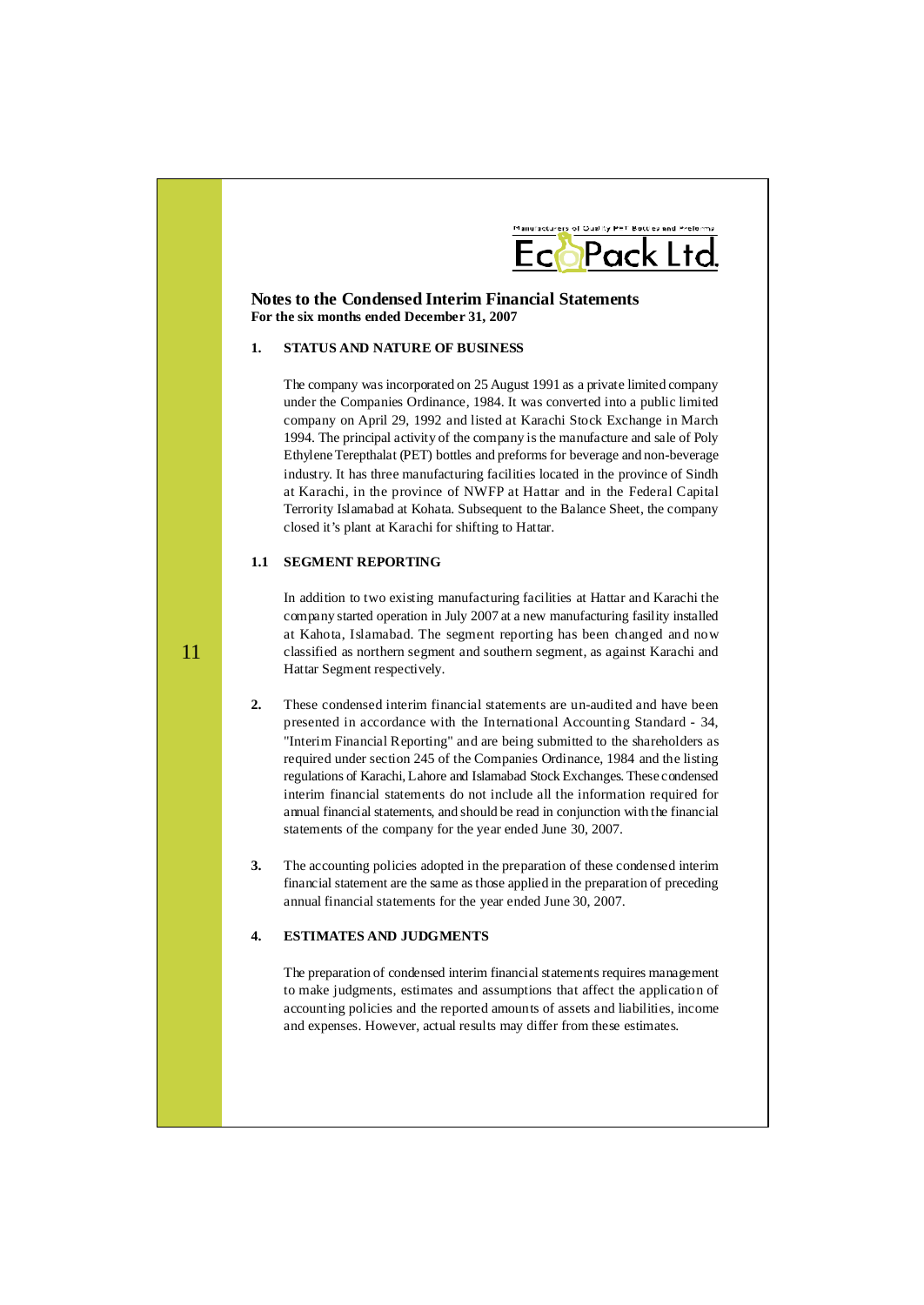## Notes to the Condensed Interim Financial Statements

**For the six months ended December 31, 2007**

**1. STATUS AND NATURE OF BUSINESS**

The company was incorporated on 25 August 1991 as a private limited company under the Companies Ordinance, 1984. It was converted into a public limited company on April 29, 1992 and listed at Karachi Stock Exchange in March 1994. The principal activity of the company is the manufacture and sale of Poly Ethylene Terepthalat (PET) bottles and preforms for beverage and non-beverage industry. It has three manufacturing facilities located in the province of Sindh at Karachi, in the province of NWFP at Hattar and in the Federal Capital Terrority Islamabad at Kohata. Subsequent to the Balance Sheet, the company closed it's plant at Karachi for shifting to Hattar.

**1.1 SEGMENT REPORTING**

In addition to two existing manufacturing facilities at Hattar and Karachi the company started operation in July 2007 at a new manufacturing fasility installed at Kahota, Islamabad. The segment reporting has been changed and now classified as northern segment and southern segment, as against Karachi and Hattar Segment respectively.

**2.** These condensed interim financial statements are un-audited and have been presented in accordance with the International Accounting Standard - 34, "Interim Financial Reporting" and are being submitted to the shareholders as required under section 245 of the Companies Ordinance, 1984 and the listing regulations of Karachi, Lahore and Islamabad Stock Exchanges. These condensed interim financial statements do not include all the information required for annual financial statements, and should be read in conjunction with the financial statements of the company for the year ended June 30, 2007.

**3.** The accounting policies adopted in the preparation of these condensed interim financial statement are the same as those applied in the preparation of preceding annual financial statements for the year ended June 30, 2007.

**4. ESTIMATES AND JUDGMENTS**

The preparation of condensed interim financial statements requires management to make judgments, estimates and assumptions that affect the application of accounting policies and the reported amounts of assets and liabilities, income and expenses. However, actual results may differ from these estimates.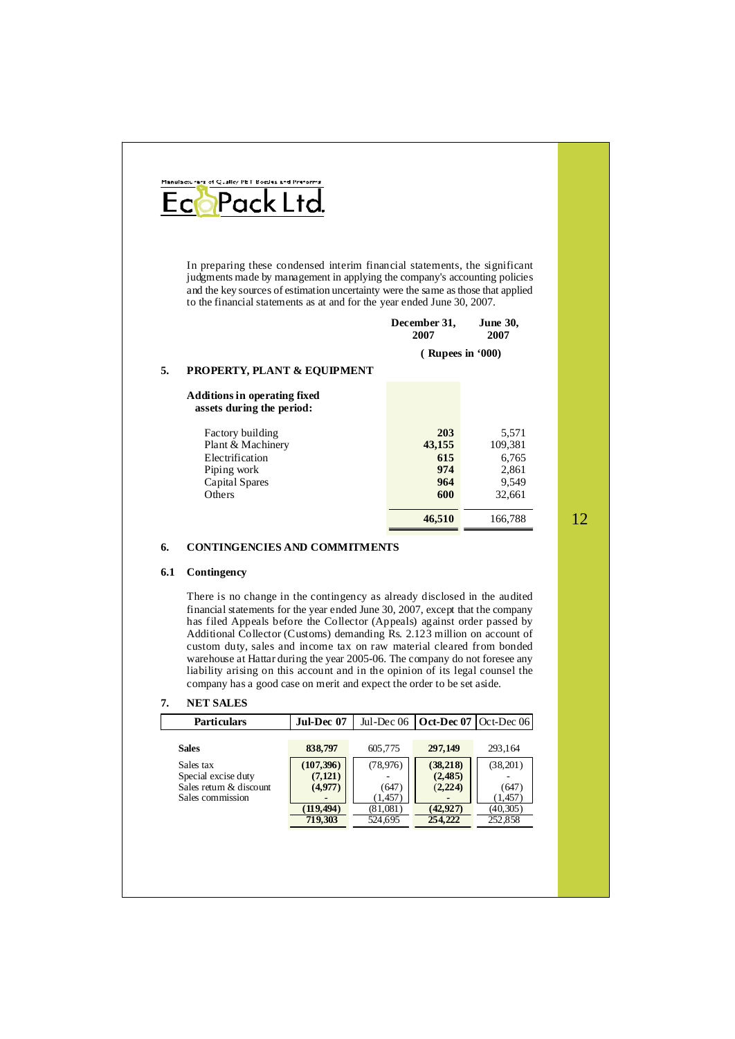Manufacturers of Quality PET Bottles and Preforms

**EcoPack Ltd.**

In preparing these condensed interim financial statements, the significant judgments made by management in applying the company's accounting policies and the key sources of estimation uncertainty were the same as those that applied to the financial statements as at and for the year ended June 30, 2007.

## 5. PROPERTY, PLANT & EQUIPMENT

| | December 31, 2007 | June 30, 2007 |
|---|---|---|
| | ( Rupees in '000) | |
| **Additions in operating fixed assets during the period:** | | |
| Factory building | **203** | 5,571 |
| Plant & Machinery | **43,155** | 109,381 |
| Electrification | **615** | 6,765 |
| Piping work | **974** | 2,861 |
| Capital Spares | **964** | 9,549 |
| Others | **600** | 32,661 |
| | **46,510** | 166,788 |

## 6. CONTINGENCIES AND COMMITMENTS

### 6.1 Contingency

There is no change in the contingency as already disclosed in the audited financial statements for the year ended June 30, 2007, except that the company has filed Appeals before the Collector (Appeals) against order passed by Additional Collector (Customs) demanding Rs. 2.123 million on account of custom duty, sales and income tax on raw material cleared from bonded warehouse at Hattar during the year 2005-06. The company do not foresee any liability arising on this account and in the opinion of its legal counsel the company has a good case on merit and expect the order to be set aside.

## 7. NET SALES

| Particulars | Jul-Dec 07 | Jul-Dec 06 | Oct-Dec 07 | Oct-Dec 06 |
|---|---|---|---|---|
| **Sales** | **838,797** | 605,775 | **297,149** | 293,164 |
| Sales tax | **(107,396)** | (78,976) | **(38,218)** | (38,201) |
| Special excise duty | **(7,121)** | - | **(2,485)** | - |
| Sales return & discount | **(4,977)** | (647) | **(2,224)** | (647) |
| Sales commission | - | (1,457) | - | (1,457) |
| | **(119,494)** | (81,081) | **(42,927)** | (40,305) |
| | **719,303** | 524,695 | **254,222** | 252,858 |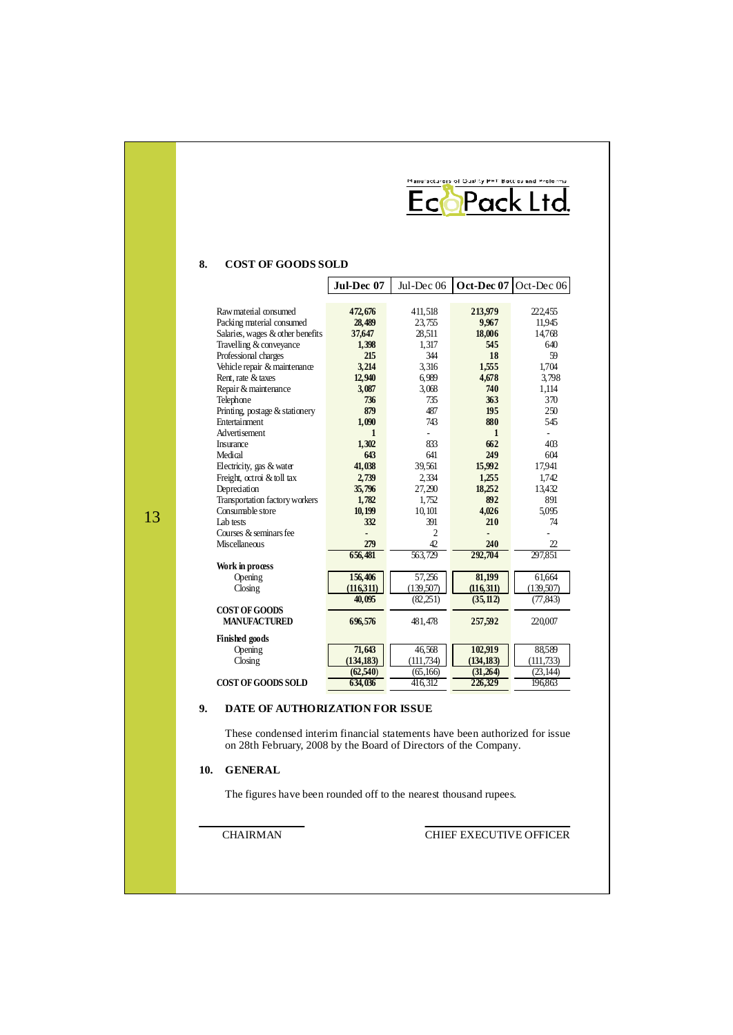## 8. COST OF GOODS SOLD

| | Jul-Dec 07 | Jul-Dec 06 | Oct-Dec 07 | Oct-Dec 06 |
|---|---|---|---|---|
| Raw material consumed | **472,676** | 411,518 | **213,979** | 222,455 |
| Packing material consumed | **28,489** | 23,755 | **9,967** | 11,945 |
| Salaries, wages & other benefits | **37,647** | 28,511 | **18,006** | 14,768 |
| Travelling & conveyance | **1,398** | 1,317 | **545** | 640 |
| Professional charges | **215** | 344 | **18** | 59 |
| Vehicle repair & maintenance | **3,214** | 3,316 | **1,555** | 1,704 |
| Rent, rate & taxes | **12,940** | 6,989 | **4,678** | 3,798 |
| Repair & maintenance | **3,087** | 3,068 | **740** | 1,114 |
| Telephone | **736** | 735 | **363** | 370 |
| Printing, postage & stationery | **879** | 487 | **195** | 250 |
| Entertainment | **1,090** | 743 | **880** | 545 |
| Advertisement | **1** | - | **1** | - |
| Insurance | **1,302** | 833 | **662** | 403 |
| Medical | **643** | 641 | **249** | 604 |
| Electricity, gas & water | **41,038** | 39,561 | **15,992** | 17,941 |
| Freight, octroi & toll tax | **2,739** | 2,334 | **1,255** | 1,742 |
| Depreciation | **35,796** | 27,290 | **18,252** | 13,432 |
| Transportation factory workers | **1,782** | 1,752 | **892** | 891 |
| Consumable store | **10,199** | 10,101 | **4,026** | 5,095 |
| Lab tests | **332** | 391 | **210** | 74 |
| Courses & seminars fee | **-** | 2 | **-** | - |
| Miscellaneous | **279** | 42 | **240** | 22 |
| | **656,481** | 563,729 | **292,704** | 297,851 |
| **Work in process** | | | | |
| Opening | **156,406** | 57,256 | **81,199** | 61,664 |
| Closing | **(116,311)** | (139,507) | **(116,311)** | (139,507) |
| | **40,095** | (82,251) | **(35,112)** | (77,843) |
| **COST OF GOODS MANUFACTURED** | **696,576** | 481,478 | **257,592** | 220,007 |
| **Finished goods** | | | | |
| Opening | **71,643** | 46,568 | **102,919** | 88,589 |
| Closing | **(134,183)** | (111,734) | **(134,183)** | (111,733) |
| | **(62,540)** | (65,166) | **(31,264)** | (23,144) |
| **COST OF GOODS SOLD** | **634,036** | 416,312 | **226,329** | 196,863 |

## 9. DATE OF AUTHORIZATION FOR ISSUE

These condensed interim financial statements have been authorized for issue on 28th February, 2008 by the Board of Directors of the Company.

## 10. GENERAL

The figures have been rounded off to the nearest thousand rupees.

CHAIRMAN

CHIEF EXECUTIVE OFFICER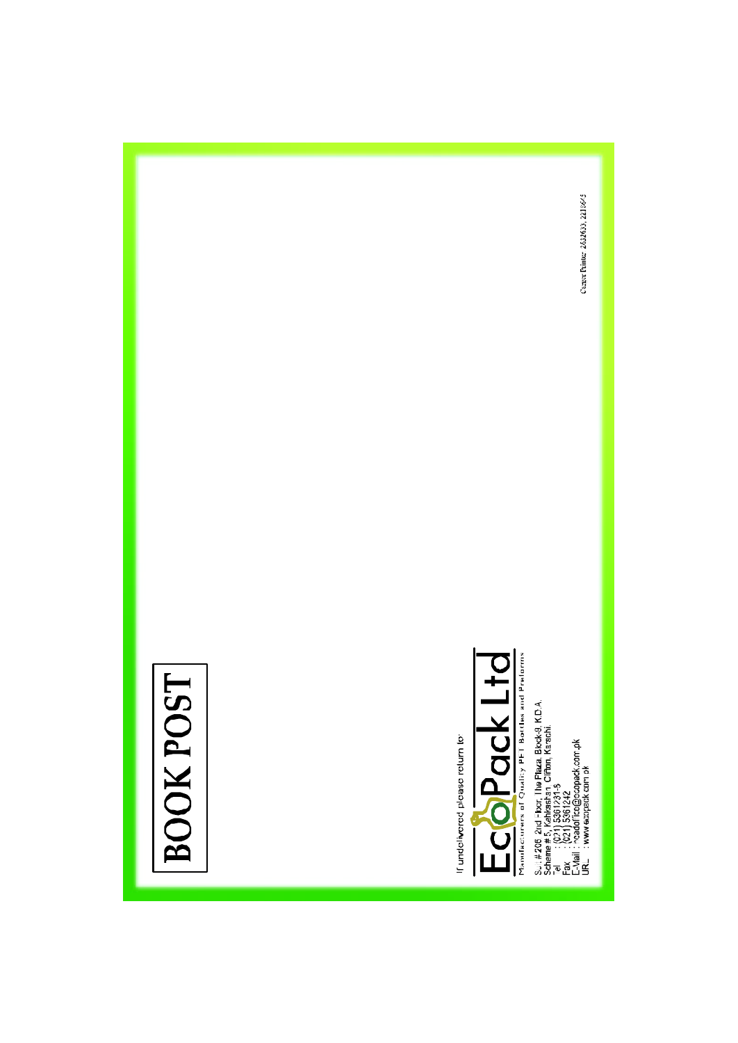BOOK POST

If undelivered please return to:

EcoPack Ltd

Manufacturers of Quality PET Bottles and Preforms

Suit # 206 2nd Floor, The Plaza, Block-9, K.D.A.
Scheme # 5, Kehkashan Clifton, Karachi.
Tel : (021) 5361231-5
Fax : (021) 5361242
E-Mail : headoffice@ecopack.com.pk
URL : www.ecopack.com.pk

Career Printer: 2632633, 2219673